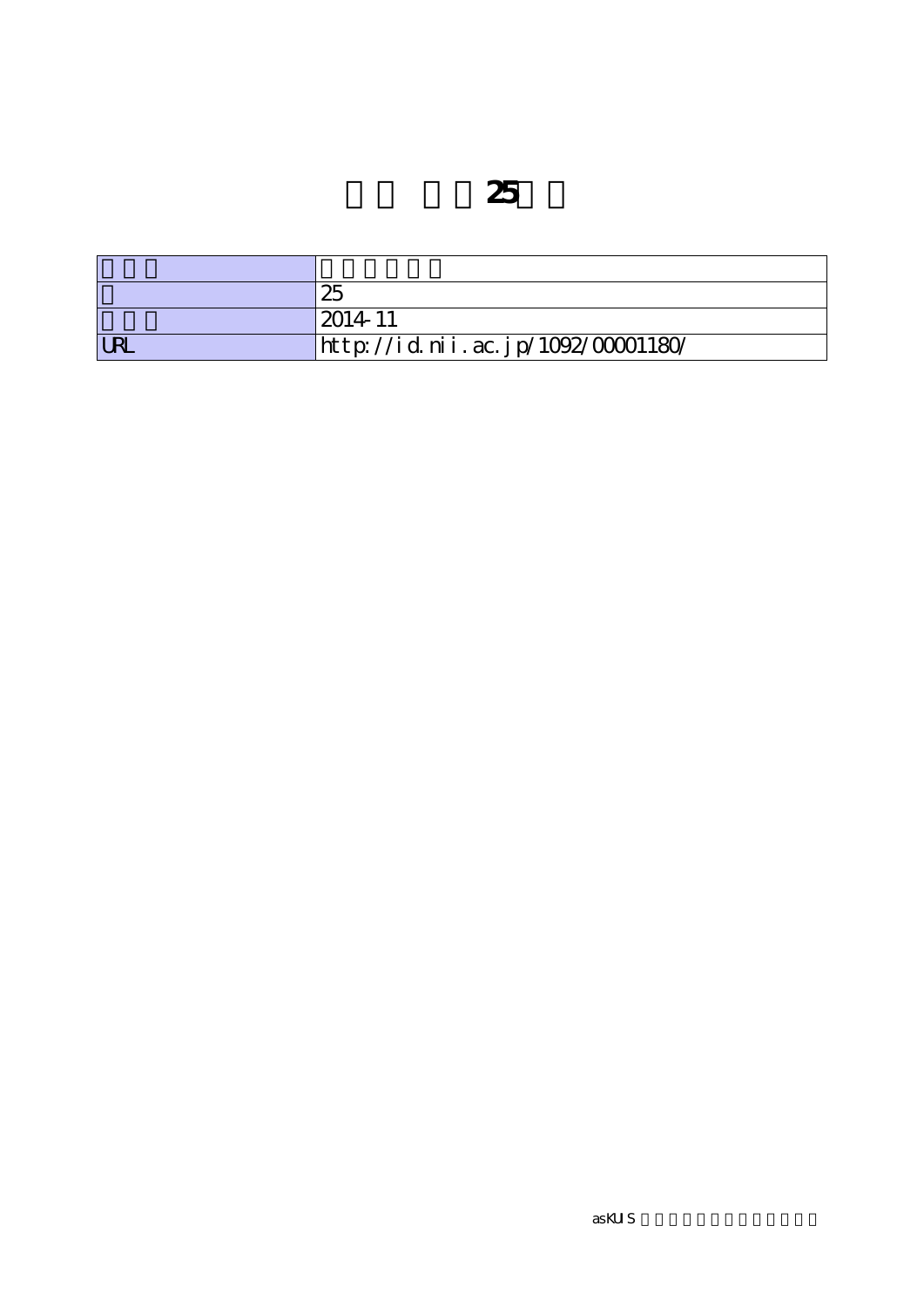# 25

| | |
|---|---|
| | |
| | 25 |
| | 2014-11 |
| URL | http://id.nii.ac.jp/1092/00001180/ |

asKUIS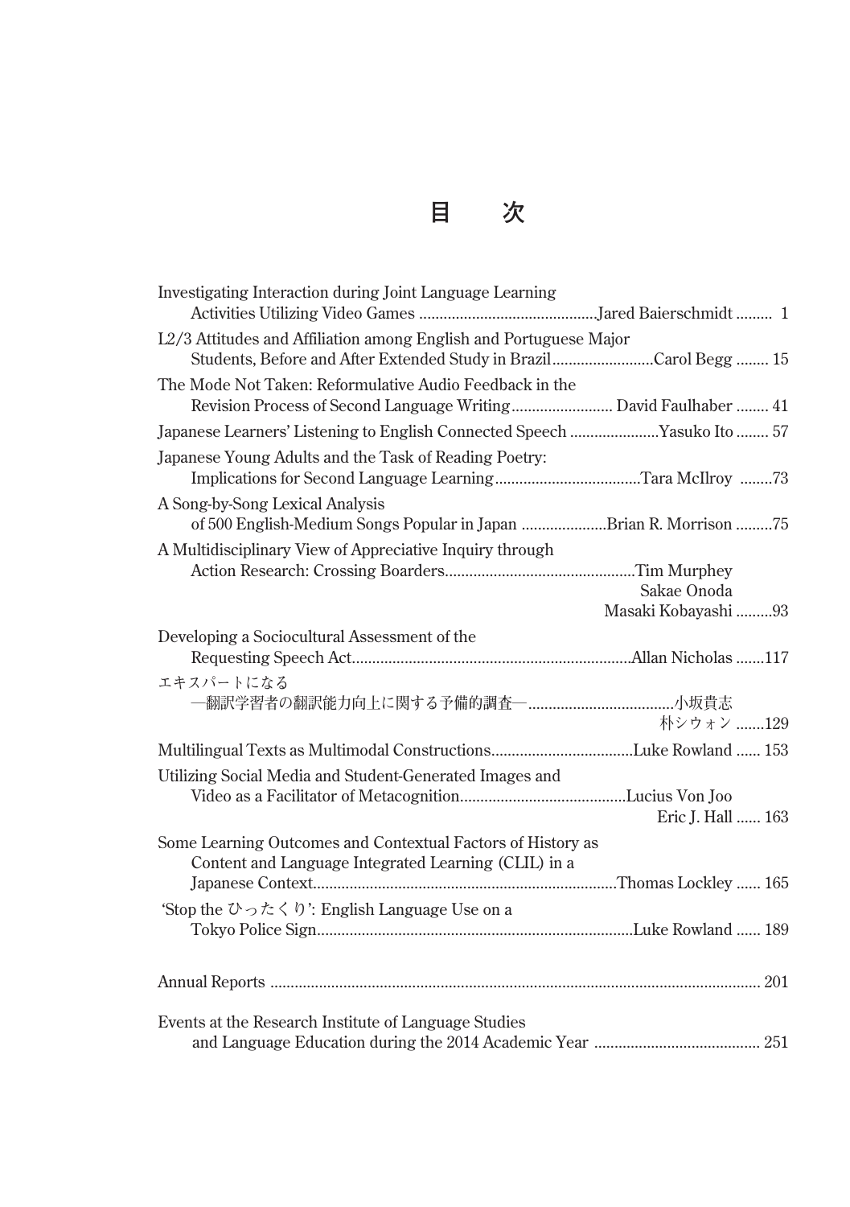# 目　次

Investigating Interaction during Joint Language Learning Activities Utilizing Video Games ............................................Jared Baierschmidt ......... 1

L2/3 Attitudes and Affiliation among English and Portuguese Major Students, Before and After Extended Study in Brazil.........................Carol Begg ........ 15

The Mode Not Taken: Reformulative Audio Feedback in the Revision Process of Second Language Writing......................... David Faulhaber ........ 41

Japanese Learners' Listening to English Connected Speech ......................Yasuko Ito ........ 57

Japanese Young Adults and the Task of Reading Poetry: Implications for Second Language Learning....................................Tara McIlroy ........73

A Song-by-Song Lexical Analysis of 500 English-Medium Songs Popular in Japan .....................Brian R. Morrison .........75

A Multidisciplinary View of Appreciative Inquiry through Action Research: Crossing Boarders...............................................Tim Murphey, Sakae Onoda, Masaki Kobayashi .........93

Developing a Sociocultural Assessment of the Requesting Speech Act.....................................................................Allan Nicholas .......117

エキスパートになる —翻訳学習者の翻訳能力向上に関する予備的調査—....................................小坂貴志, 朴シウォン .......129

Multilingual Texts as Multimodal Constructions...................................Luke Rowland ...... 153

Utilizing Social Media and Student-Generated Images and Video as a Facilitator of Metacognition.........................................Lucius Von Joo, Eric J. Hall ...... 163

Some Learning Outcomes and Contextual Factors of History as Content and Language Integrated Learning (CLIL) in a Japanese Context...........................................................................Thomas Lockley ...... 165

'Stop the ひったくり': English Language Use on a Tokyo Police Sign.............................................................................Luke Rowland ...... 189

Annual Reports ....................................................................................................................... 201

Events at the Research Institute of Language Studies and Language Education during the 2014 Academic Year ......................................... 251